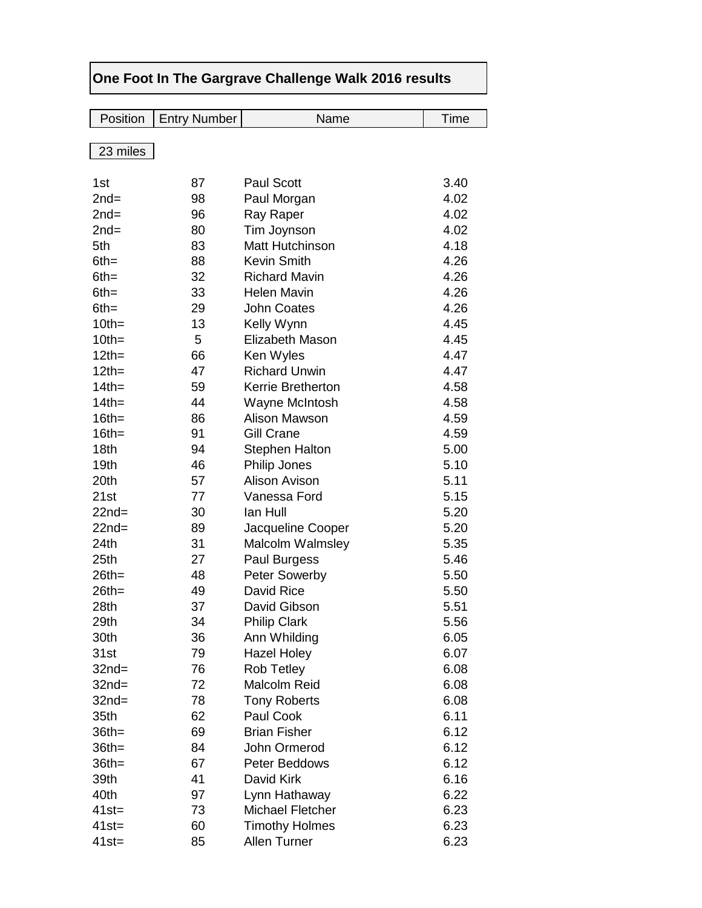# One Foot In The Gargrave Challenge Walk 2016 results

| Position | Entry Number | Name | Time |
|---|---|---|---|
| 23 miles | | | |
| 1st | 87 | Paul Scott | 3.40 |
| 2nd= | 98 | Paul Morgan | 4.02 |
| 2nd= | 96 | Ray Raper | 4.02 |
| 2nd= | 80 | Tim Joynson | 4.02 |
| 5th | 83 | Matt Hutchinson | 4.18 |
| 6th= | 88 | Kevin Smith | 4.26 |
| 6th= | 32 | Richard Mavin | 4.26 |
| 6th= | 33 | Helen Mavin | 4.26 |
| 6th= | 29 | John Coates | 4.26 |
| 10th= | 13 | Kelly Wynn | 4.45 |
| 10th= | 5 | Elizabeth Mason | 4.45 |
| 12th= | 66 | Ken Wyles | 4.47 |
| 12th= | 47 | Richard Unwin | 4.47 |
| 14th= | 59 | Kerrie Bretherton | 4.58 |
| 14th= | 44 | Wayne McIntosh | 4.58 |
| 16th= | 86 | Alison Mawson | 4.59 |
| 16th= | 91 | Gill Crane | 4.59 |
| 18th | 94 | Stephen Halton | 5.00 |
| 19th | 46 | Philip Jones | 5.10 |
| 20th | 57 | Alison Avison | 5.11 |
| 21st | 77 | Vanessa Ford | 5.15 |
| 22nd= | 30 | Ian Hull | 5.20 |
| 22nd= | 89 | Jacqueline Cooper | 5.20 |
| 24th | 31 | Malcolm Walmsley | 5.35 |
| 25th | 27 | Paul Burgess | 5.46 |
| 26th= | 48 | Peter Sowerby | 5.50 |
| 26th= | 49 | David Rice | 5.50 |
| 28th | 37 | David Gibson | 5.51 |
| 29th | 34 | Philip Clark | 5.56 |
| 30th | 36 | Ann Whilding | 6.05 |
| 31st | 79 | Hazel Holey | 6.07 |
| 32nd= | 76 | Rob Tetley | 6.08 |
| 32nd= | 72 | Malcolm Reid | 6.08 |
| 32nd= | 78 | Tony Roberts | 6.08 |
| 35th | 62 | Paul Cook | 6.11 |
| 36th= | 69 | Brian Fisher | 6.12 |
| 36th= | 84 | John Ormerod | 6.12 |
| 36th= | 67 | Peter Beddows | 6.12 |
| 39th | 41 | David Kirk | 6.16 |
| 40th | 97 | Lynn Hathaway | 6.22 |
| 41st= | 73 | Michael Fletcher | 6.23 |
| 41st= | 60 | Timothy Holmes | 6.23 |
| 41st= | 85 | Allen Turner | 6.23 |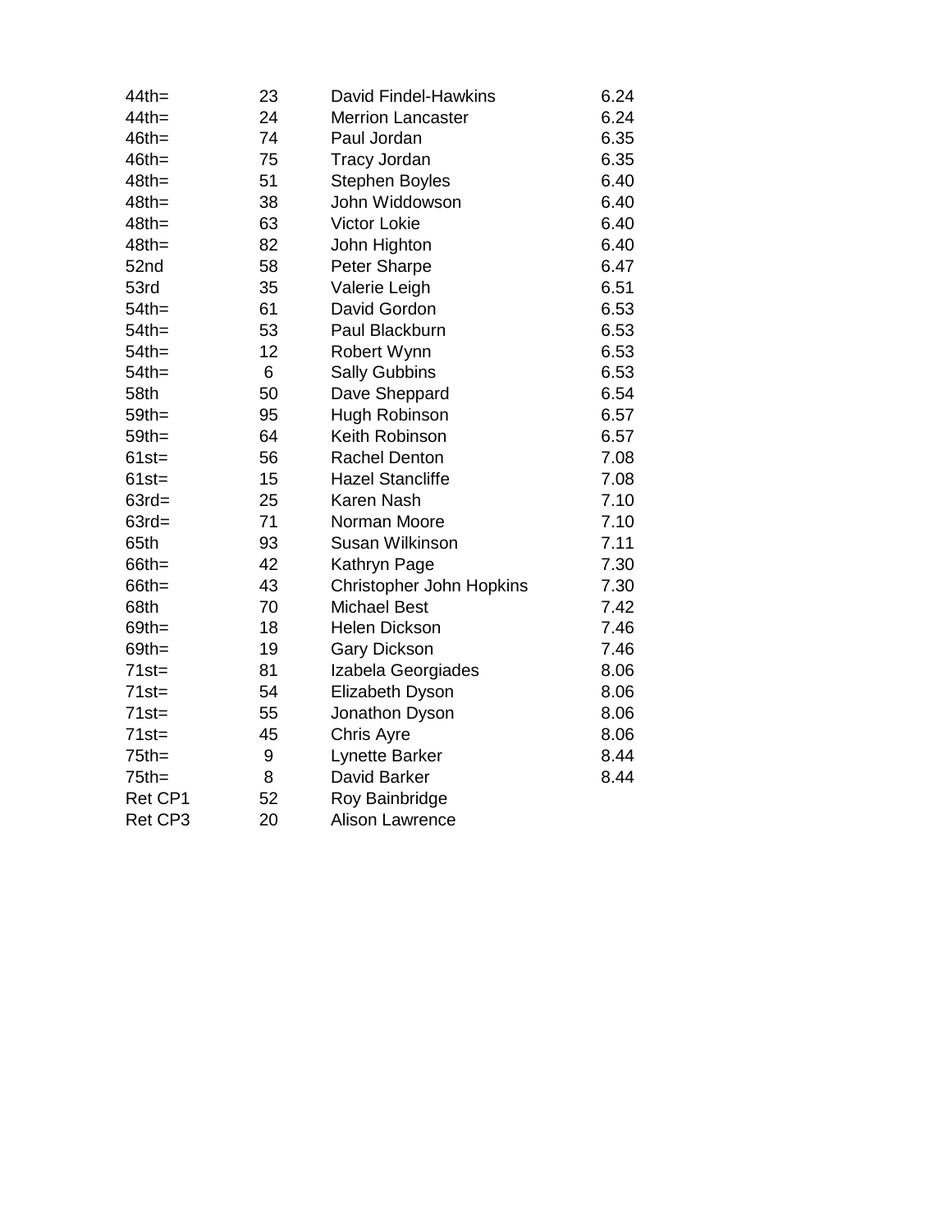| | | | |
|---|---|---|---|
| 44th= | 23 | David Findel-Hawkins | 6.24 |
| 44th= | 24 | Merrion Lancaster | 6.24 |
| 46th= | 74 | Paul Jordan | 6.35 |
| 46th= | 75 | Tracy Jordan | 6.35 |
| 48th= | 51 | Stephen Boyles | 6.40 |
| 48th= | 38 | John Widdowson | 6.40 |
| 48th= | 63 | Victor Lokie | 6.40 |
| 48th= | 82 | John Highton | 6.40 |
| 52nd | 58 | Peter Sharpe | 6.47 |
| 53rd | 35 | Valerie Leigh | 6.51 |
| 54th= | 61 | David Gordon | 6.53 |
| 54th= | 53 | Paul Blackburn | 6.53 |
| 54th= | 12 | Robert Wynn | 6.53 |
| 54th= | 6 | Sally Gubbins | 6.53 |
| 58th | 50 | Dave Sheppard | 6.54 |
| 59th= | 95 | Hugh Robinson | 6.57 |
| 59th= | 64 | Keith Robinson | 6.57 |
| 61st= | 56 | Rachel Denton | 7.08 |
| 61st= | 15 | Hazel Stancliffe | 7.08 |
| 63rd= | 25 | Karen Nash | 7.10 |
| 63rd= | 71 | Norman Moore | 7.10 |
| 65th | 93 | Susan Wilkinson | 7.11 |
| 66th= | 42 | Kathryn Page | 7.30 |
| 66th= | 43 | Christopher John Hopkins | 7.30 |
| 68th | 70 | Michael Best | 7.42 |
| 69th= | 18 | Helen Dickson | 7.46 |
| 69th= | 19 | Gary Dickson | 7.46 |
| 71st= | 81 | Izabela Georgiades | 8.06 |
| 71st= | 54 | Elizabeth Dyson | 8.06 |
| 71st= | 55 | Jonathon Dyson | 8.06 |
| 71st= | 45 | Chris Ayre | 8.06 |
| 75th= | 9 | Lynette Barker | 8.44 |
| 75th= | 8 | David Barker | 8.44 |
| Ret CP1 | 52 | Roy Bainbridge | |
| Ret CP3 | 20 | Alison Lawrence | |